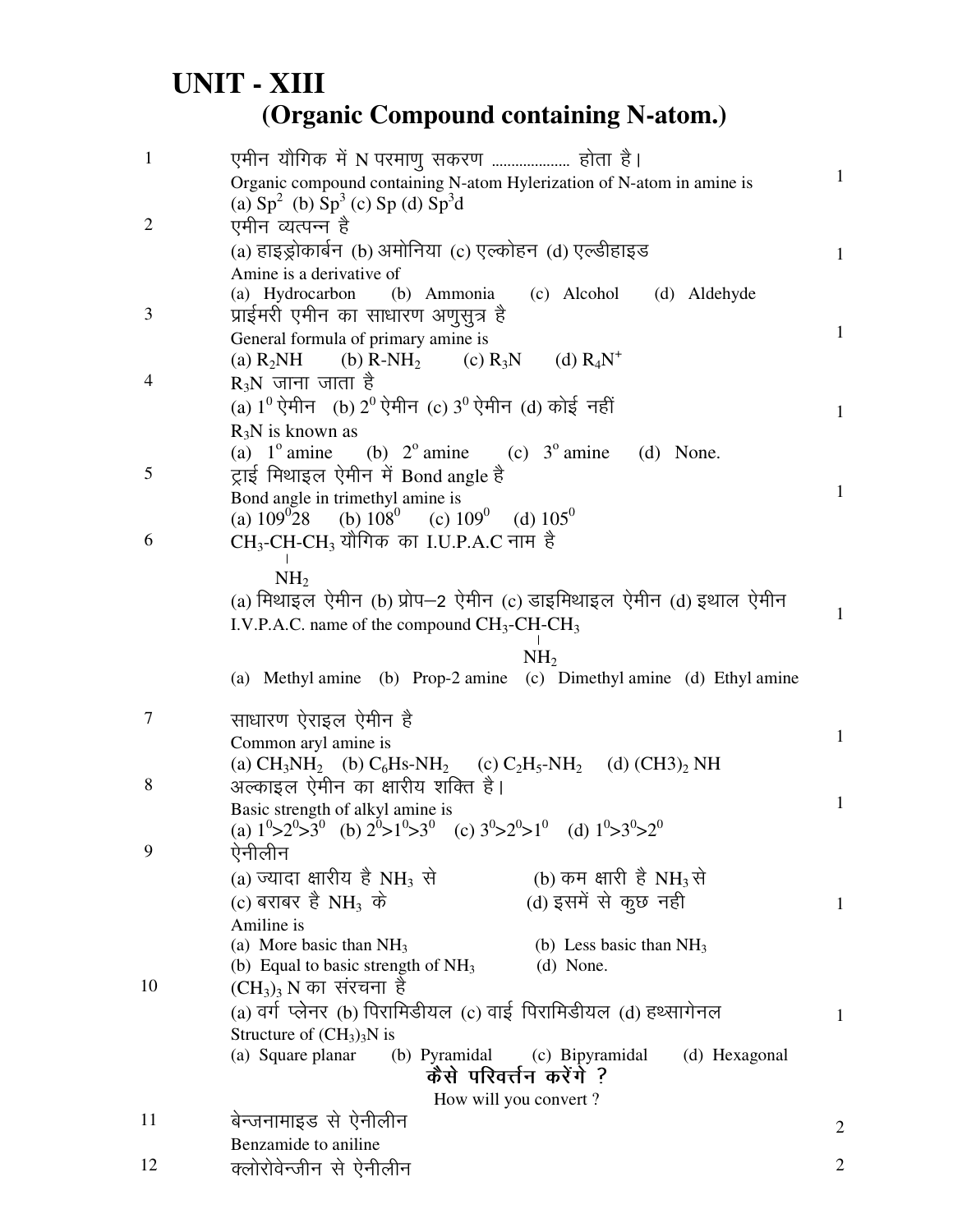# UNIT - XIII

## (Organic Compound containing N-atom.)

**1.** एमीन यौगिक में N परमाणु सकरण .................... होता है। — 1

Organic compound containing N-atom Hylerization of N-atom in amine is

(a) $Sp^2$ (b) $Sp^3$ (c) Sp (d) $Sp^3d$

**2.** एमीन व्यत्पन्न है — 1

(a) हाइड्रोकार्बन (b) अमोनिया (c) एल्कोहन (d) एल्डीहाइड

Amine is a derivative of

(a) Hydrocarbon (b) Ammonia (c) Alcohol (d) Aldehyde

**3.** प्राईमरी एमीन का साधारण अणुसुत्र है — 1

General formula of primary amine is

(a) $R_2NH$ (b) $R\text{-}NH_2$ (c) $R_3N$ (d) $R_4N^+$

**4.** $R_3N$ जाना जाता है — 1

(a) $1^0$ ऐमीन (b) $2^0$ ऐमीन (c) $3^0$ ऐमीन (d) कोई नहीं

$R_3N$ is known as

(a) $1^o$ amine (b) $2^o$ amine (c) $3^o$ amine (d) None.

**5.** ट्राई मिथाइल ऐमीन में Bond angle है — 1

Bond angle in trimethyl amine is

(a) $109^0 28$ (b) $108^0$ (c) $109^0$ (d) $105^0$

**6.** $CH_3\text{-}CH\text{-}CH_3$ (with $NH_2$ on the middle carbon) यौगिक का I.U.P.A.C नाम है — 1

(a) मिथाइल ऐमीन (b) प्रोप–2 ऐमीन (c) डाइमिथाइल ऐमीन (d) इथाल ऐमीन

I.V.P.A.C. name of the compound $CH_3\text{-}CH\text{-}CH_3$ (with $NH_2$ on the middle carbon)

(a) Methyl amine (b) Prop-2 amine (c) Dimethyl amine (d) Ethyl amine

**7.** साधारण ऐराइल ऐमीन है — 1

Common aryl amine is

(a) $CH_3NH_2$ (b) $C_6Hs\text{-}NH_2$ (c) $C_2H_5\text{-}NH_2$ (d) $(CH3)_2$ NH

**8.** अल्काइल ऐमीन का क्षारीय शक्ति है। — 1

Basic strength of alkyl amine is

(a) $1^0>2^0>3^0$ (b) $2^0>1^0>3^0$ (c) $3^0>2^0>1^0$ (d) $1^0>3^0>2^0$

**9.** ऐनीलीन — 1

(a) ज्यादा क्षारीय है $NH_3$ से (b) कम क्षारी है $NH_3$ से

(c) बराबर है $NH_3$ के (d) इसमें से कुछ नही

Amiline is

(a) More basic than $NH_3$ (b) Less basic than $NH_3$

(b) Equal to basic strength of $NH_3$ (d) None.

**10.** $(CH_3)_3$ N का संरचना है — 1

(a) वर्ग प्लेनर (b) पिरामिडीयल (c) वाई पिरामिडीयल (d) हथ्सागेनल

Structure of $(CH_3)_3N$ is

(a) Square planar (b) Pyramidal (c) Bipyramidal (d) Hexagonal

### कैसे परिवर्त्तन करेंगे ?

How will you convert ?

**11.** बेन्जनामाइड से ऐनीलीन — 2

Benzamide to aniline

**12.** क्लोरोवेन्जीन से ऐनीलीन — 2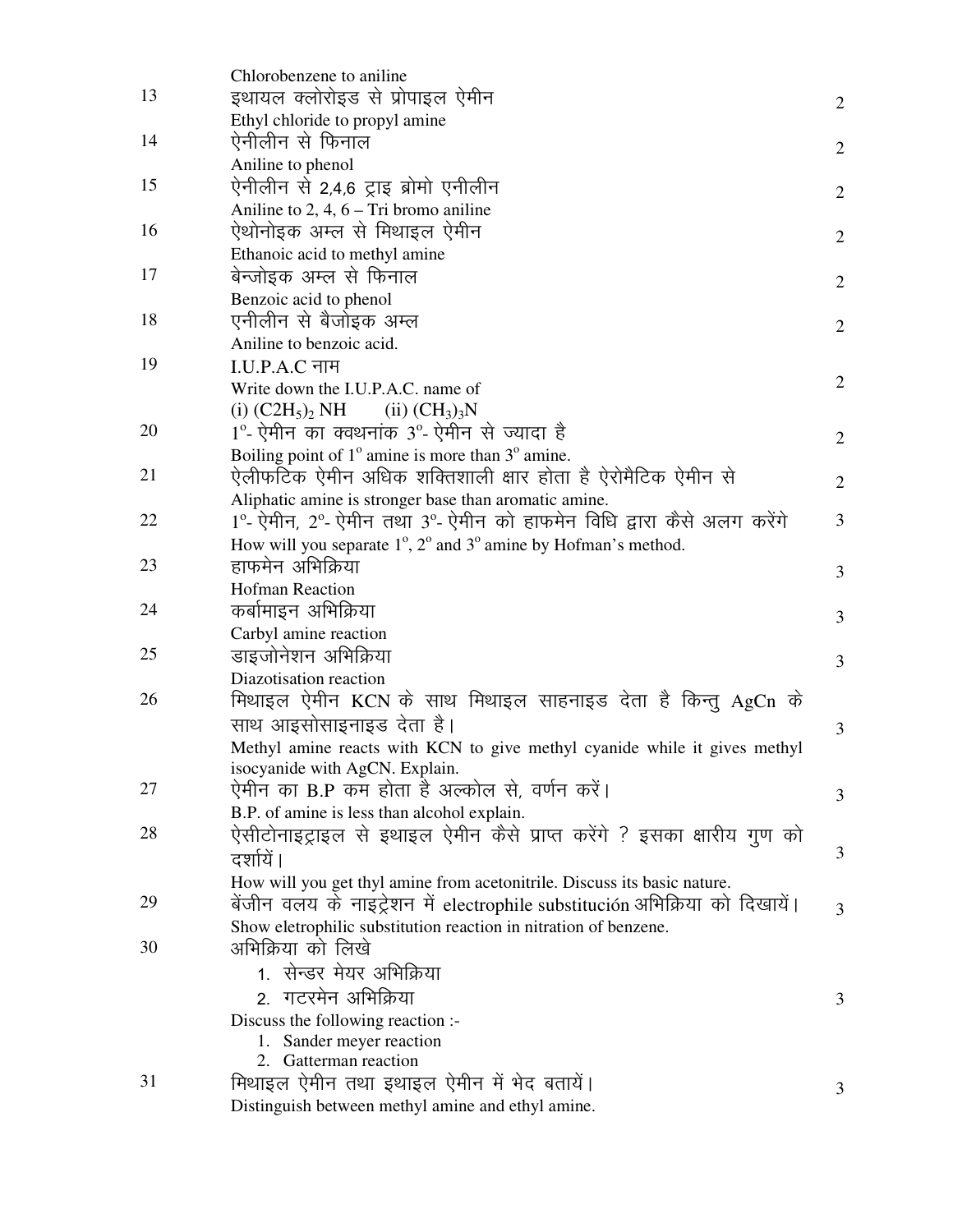Chlorobenzene to aniline

13 इथायल क्लोरोइड से प्रोपाइल ऐमीन — 2
Ethyl chloride to propyl amine

14 ऐनीलीन से फिनाल — 2
Aniline to phenol

15 ऐनीलीन से 2,4,6 ट्राइ ब्रोमो एनीलीन — 2
Aniline to 2, 4, 6 – Tri bromo aniline

16 ऐथोनोइक अम्ल से मिथाइल ऐमीन — 2
Ethanoic acid to methyl amine

17 बेन्जोइक अम्ल से फिनाल — 2
Benzoic acid to phenol

18 एनीलीन से बैजोइक अम्ल — 2
Aniline to benzoic acid.

19 I.U.P.A.C नाम — 2
Write down the I.U.P.A.C. name of
(i) $(C2H_5)_2$ NH (ii) $(CH_3)_3N$

20 $1^o$- ऐमीन का क्वथनांक $3^o$- ऐमीन से ज्यादा है — 2
Boiling point of $1^o$ amine is more than $3^o$ amine.

21 ऐलीफटिक ऐमीन अधिक शक्तिशाली क्षार होता है ऐरोमैटिक ऐमीन से — 2
Aliphatic amine is stronger base than aromatic amine.

22 $1^o$- ऐमीन, $2^o$- ऐमीन तथा $3^o$- ऐमीन को हाफमेन विधि द्वारा कैसे अलग करेंगे — 3
How will you separate $1^o$, $2^o$ and $3^o$ amine by Hofman's method.

23 हाफमेन अभिक्रिया — 3
Hofman Reaction

24 कर्बामाइन अभिक्रिया — 3
Carbyl amine reaction

25 डाइजोनेशन अभिक्रिया — 3
Diazotisation reaction

26 मिथाइल ऐमीन KCN के साथ मिथाइल साहनाइड देता है किन्तु AgCn के साथ आइसोसाइनाइड देता है। — 3
Methyl amine reacts with KCN to give methyl cyanide while it gives methyl isocyanide with AgCN. Explain.

27 ऐमीन का B.P कम होता है अल्कोल से, वर्णन करें। — 3
B.P. of amine is less than alcohol explain.

28 ऐसीटोनाइट्राइल से इथाइल ऐमीन कैसे प्राप्त करेंगे ? इसका क्षारीय गुण को दर्शायें। — 3
How will you get thyl amine from acetonitrile. Discuss its basic nature.

29 बेंजीन वलय के नाइट्रेशन में electrophile substitución अभिक्रिया को दिखायें। — 3
Show eletrophilic substitution reaction in nitration of benzene.

30 अभिक्रिया को लिखे — 3
1. सेन्डर मेयर अभिक्रिया
2. गटरमेन अभिक्रिया

Discuss the following reaction :-
1. Sander meyer reaction
2. Gatterman reaction

31 मिथाइल ऐमीन तथा इथाइल ऐमीन में भेद बतायें। — 3
Distinguish between methyl amine and ethyl amine.